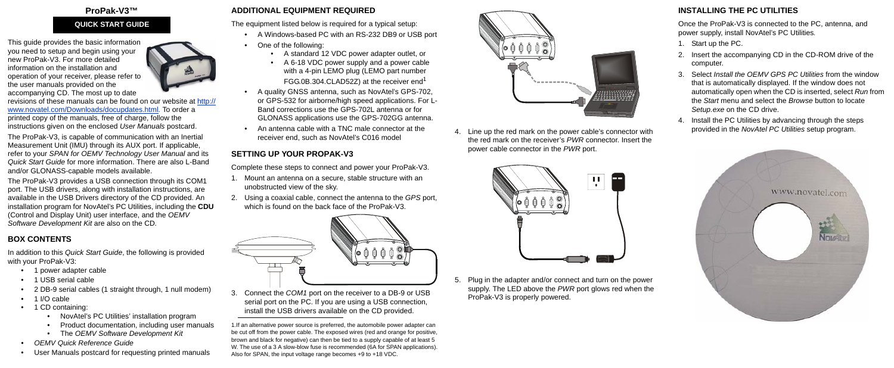# ProPak-V3™

## QUICK START GUIDE

This guide provides the basic information you need to setup and begin using your new ProPak-V3. For more detailed information on the installation and operation of your receiver, please refer to the user manuals provided on the accompanying CD. The most up to date revisions of these manuals can be found on our website at http://www.novatel.com/Downloads/docupdates.html. To order a printed copy of the manuals, free of charge, follow the instructions given on the enclosed *User Manuals* postcard.

The ProPak-V3, is capable of communication with an Inertial Measurement Unit (IMU) through its AUX port. If applicable, refer to your *SPAN for OEMV Technology User Manual* and its *Quick Start Guide* for more information. There are also L-Band and/or GLONASS-capable models available.

The ProPak-V3 provides a USB connection through its COM1 port. The USB drivers, along with installation instructions, are available in the USB Drivers directory of the CD provided. An installation program for NovAtel's PC Utilities, including the **CDU** (Control and Display Unit) user interface, and the *OEMV Software Development Kit* are also on the CD.

## BOX CONTENTS

In addition to this *Quick Start Guide*, the following is provided with your ProPak-V3:

- 1 power adapter cable
- 1 USB serial cable
- 2 DB-9 serial cables (1 straight through, 1 null modem)
- 1 I/O cable
- 1 CD containing:
  - NovAtel's PC Utilities' installation program
  - Product documentation, including user manuals
  - The *OEMV Software Development Kit*
- *OEMV Quick Reference Guide*
- User Manuals postcard for requesting printed manuals

## ADDITIONAL EQUIPMENT REQUIRED

The equipment listed below is required for a typical setup:

- A Windows-based PC with an RS-232 DB9 or USB port
- One of the following:
  - A standard 12 VDC power adapter outlet, or
  - A 6-18 VDC power supply and a power cable with a 4-pin LEMO plug (LEMO part number FGG.0B.304.CLAD52Z) at the receiver end[1]
- A quality GNSS antenna, such as NovAtel's GPS-702, or GPS-532 for airborne/high speed applications. For L-Band corrections use the GPS-702L antenna or for GLONASS applications use the GPS-702GG antenna.
- An antenna cable with a TNC male connector at the receiver end, such as NovAtel's C016 model

## SETTING UP YOUR PROPAK-V3

Complete these steps to connect and power your ProPak-V3.

1. Mount an antenna on a secure, stable structure with an unobstructed view of the sky.
2. Using a coaxial cable, connect the antenna to the *GPS* port, which is found on the back face of the ProPak-V3.
3. Connect the *COM1* port on the receiver to a DB-9 or USB serial port on the PC. If you are using a USB connection, install the USB drivers available on the CD provided.
4. Line up the red mark on the power cable's connector with the red mark on the receiver's *PWR* connector. Insert the power cable connector in the *PWR* port.
5. Plug in the adapter and/or connect and turn on the power supply. The LED above the *PWR* port glows red when the ProPak-V3 is properly powered.

[1] If an alternative power source is preferred, the automobile power adapter can be cut off from the power cable. The exposed wires (red and orange for positive, brown and black for negative) can then be tied to a supply capable of at least 5 W. The use of a 3 A slow-blow fuse is recommended (6A for SPAN applications). Also for SPAN, the input voltage range becomes +9 to +18 VDC.

## INSTALLING THE PC UTILITIES

Once the ProPak-V3 is connected to the PC, antenna, and power supply, install NovAtel's PC Utilities.

1. Start up the PC.
2. Insert the accompanying CD in the CD-ROM drive of the computer.
3. Select *Install the OEMV GPS PC Utilities* from the window that is automatically displayed. If the window does not automatically open when the CD is inserted, select *Run* from the *Start* menu and select the *Browse* button to locate *Setup.exe* on the CD drive.
4. Install the PC Utilities by advancing through the steps provided in the *NovAtel PC Utilities* setup program.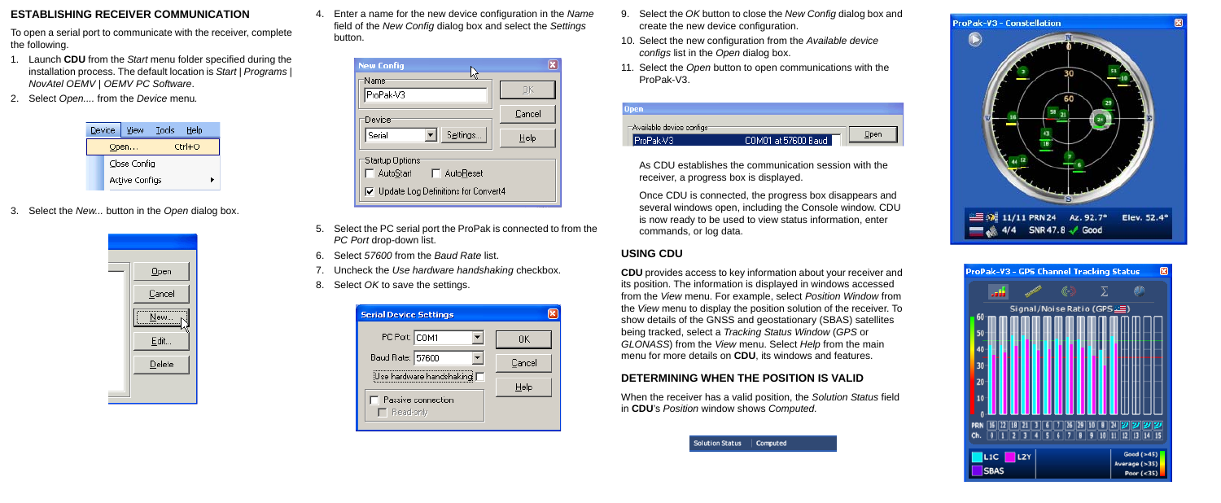## ESTABLISHING RECEIVER COMMUNICATION

To open a serial port to communicate with the receiver, complete the following.

1. Launch **CDU** from the *Start* menu folder specified during the installation process. The default location is *Start | Programs | NovAtel OEMV | OEMV PC Software*.
2. Select *Open...* from the *Device* menu.
3. Select the *New...* button in the *Open* dialog box.
4. Enter a name for the new device configuration in the *Name* field of the *New Config* dialog box and select the *Settings* button.
5. Select the PC serial port the ProPak is connected to from the *PC Port* drop-down list.
6. Select *57600* from the *Baud Rate* list.
7. Uncheck the *Use hardware handshaking* checkbox.
8. Select *OK* to save the settings.
9. Select the *OK* button to close the *New Config* dialog box and create the new device configuration.
10. Select the new configuration from the *Available device configs* list in the *Open* dialog box.
11. Select the *Open* button to open communications with the ProPak-V3.

As CDU establishes the communication session with the receiver, a progress box is displayed.

Once CDU is connected, the progress box disappears and several windows open, including the Console window. CDU is now ready to be used to view status information, enter commands, or log data.

## USING CDU

**CDU** provides access to key information about your receiver and its position. The information is displayed in windows accessed from the *View* menu. For example, select *Position Window* from the *View* menu to display the position solution of the receiver. To show details of the GNSS and geostationary (SBAS) satellites being tracked, select a *Tracking Status Window* (*GPS* or *GLONASS*) from the *View* menu. Select *Help* from the main menu for more details on **CDU**, its windows and features.

## DETERMINING WHEN THE POSITION IS VALID

When the receiver has a valid position, the *Solution Status* field in **CDU**'s *Position* window shows *Computed*.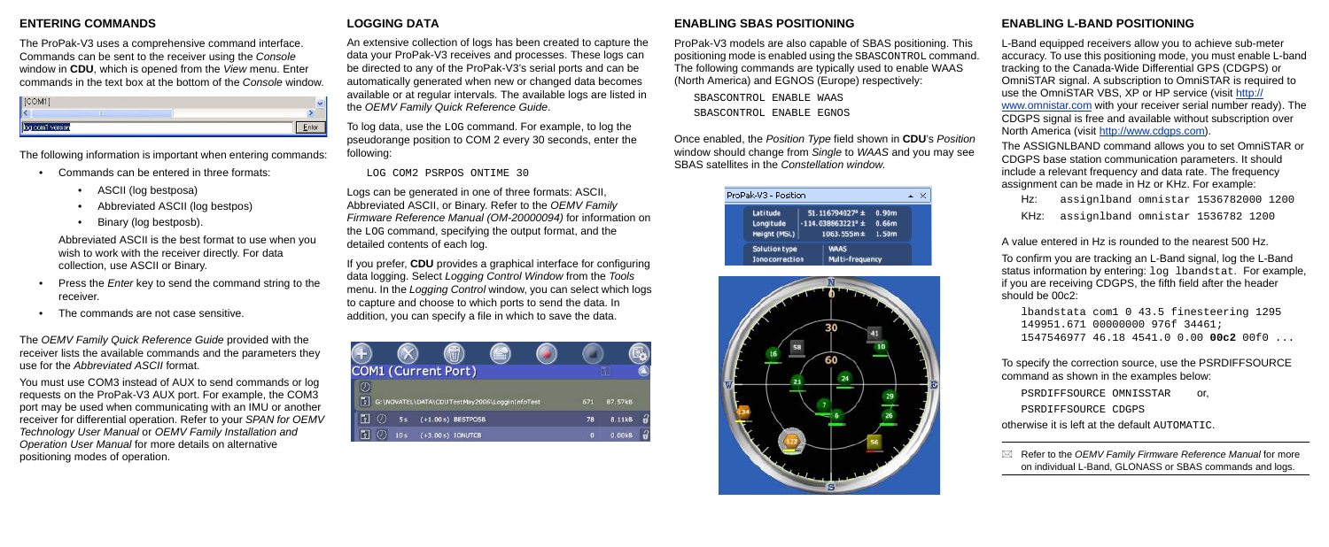## ENTERING COMMANDS

The ProPak-V3 uses a comprehensive command interface. Commands can be sent to the receiver using the *Console* window in **CDU**, which is opened from the *View* menu. Enter commands in the text box at the bottom of the *Console* window.

The following information is important when entering commands:

- Commands can be entered in three formats:
  - ASCII (log bestposa)
  - Abbreviated ASCII (log bestpos)
  - Binary (log bestposb).

  Abbreviated ASCII is the best format to use when you wish to work with the receiver directly. For data collection, use ASCII or Binary.
- Press the *Enter* key to send the command string to the receiver.
- The commands are not case sensitive.

The *OEMV Family Quick Reference Guide* provided with the receiver lists the available commands and the parameters they use for the *Abbreviated ASCII* format.

You must use COM3 instead of AUX to send commands or log requests on the ProPak-V3 AUX port. For example, the COM3 port may be used when communicating with an IMU or another receiver for differential operation. Refer to your *SPAN for OEMV Technology User Manual* or *OEMV Family Installation and Operation User Manual* for more details on alternative positioning modes of operation.

## LOGGING DATA

An extensive collection of logs has been created to capture the data your ProPak-V3 receives and processes. These logs can be directed to any of the ProPak-V3's serial ports and can be automatically generated when new or changed data becomes available or at regular intervals. The available logs are listed in the *OEMV Family Quick Reference Guide*.

To log data, use the LOG command. For example, to log the pseudorange position to COM 2 every 30 seconds, enter the following:

```
LOG COM2 PSRPOS ONTIME 30
```

Logs can be generated in one of three formats: ASCII, Abbreviated ASCII, or Binary. Refer to the *OEMV Family Firmware Reference Manual (OM-20000094)* for information on the LOG command, specifying the output format, and the detailed contents of each log.

If you prefer, **CDU** provides a graphical interface for configuring data logging. Select *Logging Control Window* from the *Tools* menu. In the *Logging Control* window, you can select which logs to capture and choose to which ports to send the data. In addition, you can specify a file in which to save the data.

## ENABLING SBAS POSITIONING

ProPak-V3 models are also capable of SBAS positioning. This positioning mode is enabled using the SBASCONTROL command. The following commands are typically used to enable WAAS (North America) and EGNOS (Europe) respectively:

```
SBASCONTROL ENABLE WAAS
SBASCONTROL ENABLE EGNOS
```

Once enabled, the *Position Type* field shown in **CDU**'s *Position* window should change from *Single* to *WAAS* and you may see SBAS satellites in the *Constellation window*.

## ENABLING L-BAND POSITIONING

L-Band equipped receivers allow you to achieve sub-meter accuracy. To use this positioning mode, you must enable L-band tracking to the Canada-Wide Differential GPS (CDGPS) or OmniSTAR signal. A subscription to OmniSTAR is required to use the OmniSTAR VBS, XP or HP service (visit http://www.omnistar.com with your receiver serial number ready). The CDGPS signal is free and available without subscription over North America (visit http://www.cdgps.com).

The ASSIGNLBAND command allows you to set OmniSTAR or CDGPS base station communication parameters. It should include a relevant frequency and data rate. The frequency assignment can be made in Hz or KHz. For example:

```
Hz:   assignlband omnistar 1536782000 1200
KHz:  assignlband omnistar 1536782 1200
```

A value entered in Hz is rounded to the nearest 500 Hz.

To confirm you are tracking an L-Band signal, log the L-Band status information by entering: log lbandstat. For example, if you are receiving CDGPS, the fifth field after the header should be 00c2:

```
lbandstata com1 0 43.5 finesteering 1295
149951.671 00000000 976f 34461;
1547546977 46.18 4541.0 0.00 00c2 00f0 ...
```

To specify the correction source, use the PSRDIFFSOURCE command as shown in the examples below:

```
PSRDIFFSOURCE OMNISSTAR    or,
PSRDIFFSOURCE CDGPS
```

otherwise it is left at the default AUTOMATIC.

Refer to the *OEMV Family Firmware Reference Manual* for more on individual L-Band, GLONASS or SBAS commands and logs.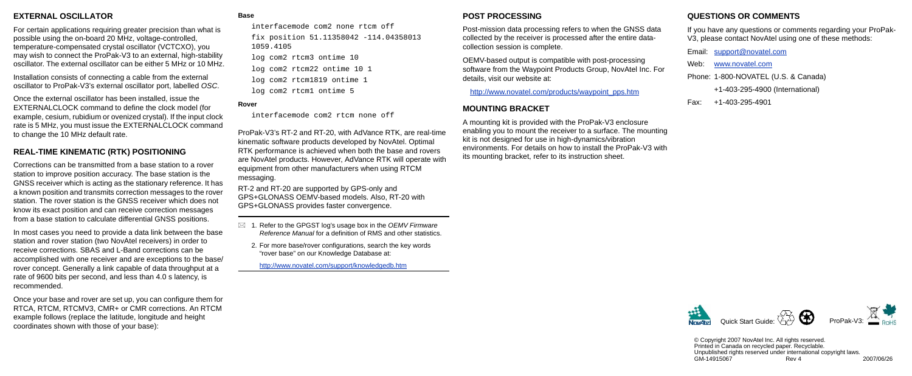## EXTERNAL OSCILLATOR

For certain applications requiring greater precision than what is possible using the on-board 20 MHz, voltage-controlled, temperature-compensated crystal oscillator (VCTCXO), you may wish to connect the ProPak-V3 to an external, high-stability oscillator. The external oscillator can be either 5 MHz or 10 MHz.

Installation consists of connecting a cable from the external oscillator to ProPak-V3's external oscillator port, labelled *OSC*.

Once the external oscillator has been installed, issue the EXTERNALCLOCK command to define the clock model (for example, cesium, rubidium or ovenized crystal). If the input clock rate is 5 MHz, you must issue the EXTERNALCLOCK command to change the 10 MHz default rate.

## REAL-TIME KINEMATIC (RTK) POSITIONING

Corrections can be transmitted from a base station to a rover station to improve position accuracy. The base station is the GNSS receiver which is acting as the stationary reference. It has a known position and transmits correction messages to the rover station. The rover station is the GNSS receiver which does not know its exact position and can receive correction messages from a base station to calculate differential GNSS positions.

In most cases you need to provide a data link between the base station and rover station (two NovAtel receivers) in order to receive corrections. SBAS and L-Band corrections can be accomplished with one receiver and are exceptions to the base/ rover concept. Generally a link capable of data throughput at a rate of 9600 bits per second, and less than 4.0 s latency, is recommended.

Once your base and rover are set up, you can configure them for RTCA, RTCM, RTCMV3, CMR+ or CMR corrections. An RTCM example follows (replace the latitude, longitude and height coordinates shown with those of your base):

**Base**

```
interfacemode com2 none rtcm off
fix position 51.11358042 -114.04358013 1059.4105
log com2 rtcm3 ontime 10
log com2 rtcm22 ontime 10 1
log com2 rtcm1819 ontime 1
log com2 rtcm1 ontime 5
```

**Rover**

```
interfacemode com2 rtcm none off
```

ProPak-V3's RT-2 and RT-20, with AdVance RTK, are real-time kinematic software products developed by NovAtel. Optimal RTK performance is achieved when both the base and rovers are NovAtel products. However, AdVance RTK will operate with equipment from other manufacturers when using RTCM messaging.

RT-2 and RT-20 are supported by GPS-only and GPS+GLONASS OEMV-based models. Also, RT-20 with GPS+GLONASS provides faster convergence.

1. Refer to the GPGST log's usage box in the *OEMV Firmware Reference Manual* for a definition of RMS and other statistics.
2. For more base/rover configurations, search the key words "rover base" on our Knowledge Database at:

   http://www.novatel.com/support/knowledgedb.htm

## POST PROCESSING

Post-mission data processing refers to when the GNSS data collected by the receiver is processed after the entire data-collection session is complete.

OEMV-based output is compatible with post-processing software from the Waypoint Products Group, NovAtel Inc. For details, visit our website at:

http://www.novatel.com/products/waypoint_pps.htm

## MOUNTING BRACKET

A mounting kit is provided with the ProPak-V3 enclosure enabling you to mount the receiver to a surface. The mounting kit is not designed for use in high-dynamics/vibration environments. For details on how to install the ProPak-V3 with its mounting bracket, refer to its instruction sheet.

## QUESTIONS OR COMMENTS

If you have any questions or comments regarding your ProPak-V3, please contact NovAtel using one of these methods:

Email: support@novatel.com

Web: www.novatel.com

Phone: 1-800-NOVATEL (U.S. & Canada)

+1-403-295-4900 (International)

Fax: +1-403-295-4901

Quick Start Guide:

ProPak-V3:

RoHS

© Copyright 2007 NovAtel Inc. All rights reserved.
Printed in Canada on recycled paper. Recyclable.
Unpublished rights reserved under international copyright laws.
GM-14915067 Rev 4 2007/06/26